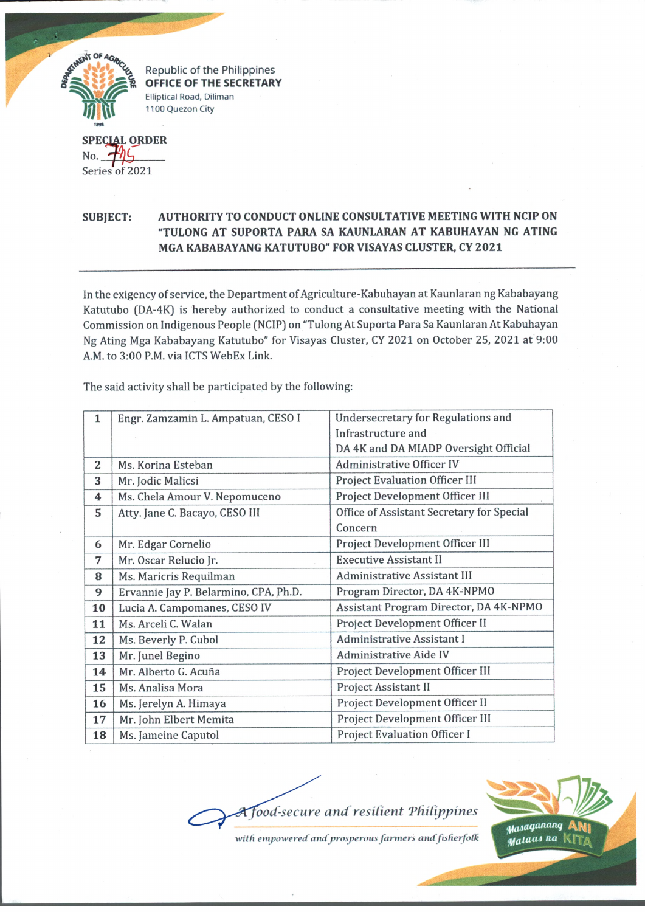Republic of the Philippines
**OFFICE OF THE SECRETARY**
Elliptical Road, Diliman
1100 Quezon City

**SPECIAL ORDER**
No. 745
Series of 2021

**SUBJECT: AUTHORITY TO CONDUCT ONLINE CONSULTATIVE MEETING WITH NCIP ON "TULONG AT SUPORTA PARA SA KAUNLARAN AT KABUHAYAN NG ATING MGA KABABAYANG KATUTUBO" FOR VISAYAS CLUSTER, CY 2021**

---

In the exigency of service, the Department of Agriculture-Kabuhayan at Kaunlaran ng Kababayang Katutubo (DA-4K) is hereby authorized to conduct a consultative meeting with the National Commission on Indigenous People (NCIP) on "Tulong At Suporta Para Sa Kaunlaran At Kabuhayan Ng Ating Mga Kababayang Katutubo" for Visayas Cluster, CY 2021 on October 25, 2021 at 9:00 A.M. to 3:00 P.M. via ICTS WebEx Link.

The said activity shall be participated by the following:

| | | |
|---|---|---|
| 1 | Engr. Zamzamin L. Ampatuan, CESO I | Undersecretary for Regulations and Infrastructure and DA 4K and DA MIADP Oversight Official |
| 2 | Ms. Korina Esteban | Administrative Officer IV |
| 3 | Mr. Jodic Malicsi | Project Evaluation Officer III |
| 4 | Ms. Chela Amour V. Nepomuceno | Project Development Officer III |
| 5 | Atty. Jane C. Bacayo, CESO III | Office of Assistant Secretary for Special Concern |
| 6 | Mr. Edgar Cornelio | Project Development Officer III |
| 7 | Mr. Oscar Relucio Jr. | Executive Assistant II |
| 8 | Ms. Maricris Requilman | Administrative Assistant III |
| 9 | Ervannie Jay P. Belarmino, CPA, Ph.D. | Program Director, DA 4K-NPMO |
| 10 | Lucia A. Campomanes, CESO IV | Assistant Program Director, DA 4K-NPMO |
| 11 | Ms. Arceli C. Walan | Project Development Officer II |
| 12 | Ms. Beverly P. Cubol | Administrative Assistant I |
| 13 | Mr. Junel Begino | Administrative Aide IV |
| 14 | Mr. Alberto G. Acuña | Project Development Officer III |
| 15 | Ms. Analisa Mora | Project Assistant II |
| 16 | Ms. Jerelyn A. Himaya | Project Development Officer II |
| 17 | Mr. John Elbert Memita | Project Development Officer III |
| 18 | Ms. Jameine Caputol | Project Evaluation Officer I |

*A food-secure and resilient Philippines with empowered and prosperous farmers and fisherfolk*

Masaganang ANI Mataas na KITA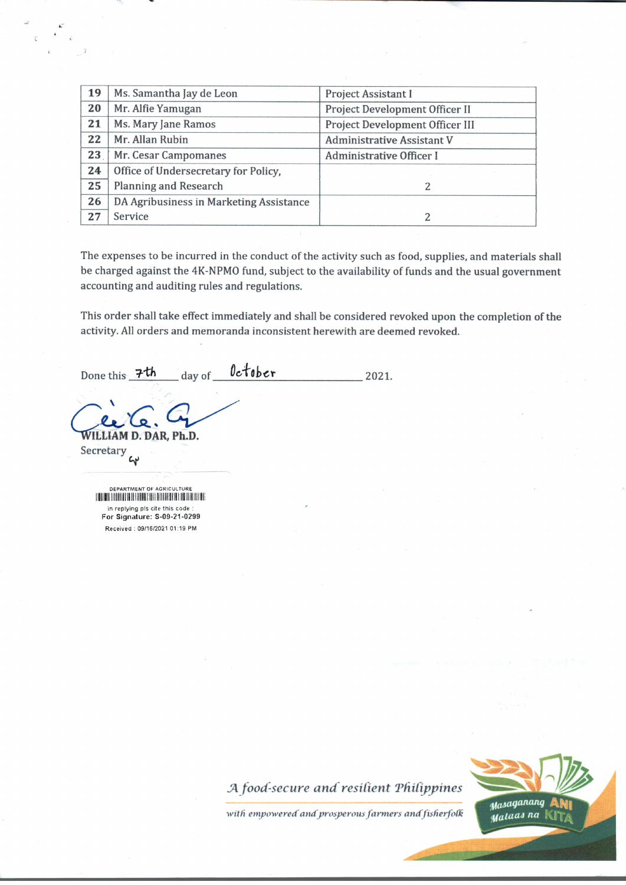| | | |
|---|---|---|
| 19 | Ms. Samantha Jay de Leon | Project Assistant I |
| 20 | Mr. Alfie Yamugan | Project Development Officer II |
| 21 | Ms. Mary Jane Ramos | Project Development Officer III |
| 22 | Mr. Allan Rubin | Administrative Assistant V |
| 23 | Mr. Cesar Campomanes | Administrative Officer I |
| 24 | Office of Undersecretary for Policy, | |
| 25 | Planning and Research | 2 |
| 26 | DA Agribusiness in Marketing Assistance | |
| 27 | Service | 2 |

The expenses to be incurred in the conduct of the activity such as food, supplies, and materials shall be charged against the 4K-NPMO fund, subject to the availability of funds and the usual government accounting and auditing rules and regulations.

This order shall take effect immediately and shall be considered revoked upon the completion of the activity. All orders and memoranda inconsistent herewith are deemed revoked.

Done this 7th day of October 2021.

**WILLIAM D. DAR, Ph.D.**
Secretary

DEPARTMENT OF AGRICULTURE
in replying pls cite this code :
**For Signature: S-09-21-0299**
Received : 09/16/2021 01:19 PM

*A food-secure and resilient Philippines*
*with empowered and prosperous farmers and fisherfolk*

Masaganang ANI Mataas na KITA